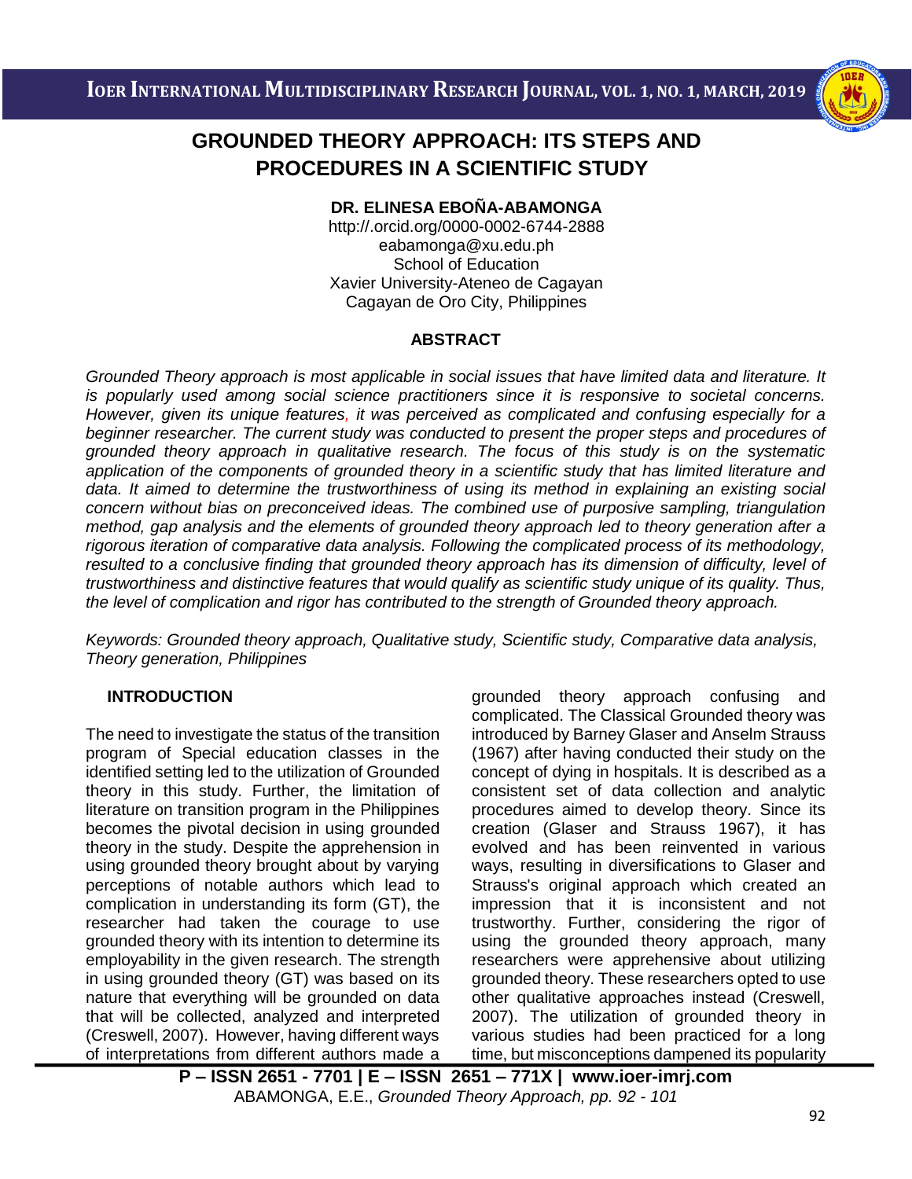# GROUNDED THEORY APPROACH: ITS STEPS AND PROCEDURES IN A SCIENTIFIC STUDY

**DR. ELINESA EBOÑA-ABAMONGA**
http://.orcid.org/0000-0002-6744-2888
eabamonga@xu.edu.ph
School of Education
Xavier University-Ateneo de Cagayan
Cagayan de Oro City, Philippines

## ABSTRACT

*Grounded Theory approach is most applicable in social issues that have limited data and literature. It is popularly used among social science practitioners since it is responsive to societal concerns. However, given its unique features, it was perceived as complicated and confusing especially for a beginner researcher. The current study was conducted to present the proper steps and procedures of grounded theory approach in qualitative research. The focus of this study is on the systematic application of the components of grounded theory in a scientific study that has limited literature and data. It aimed to determine the trustworthiness of using its method in explaining an existing social concern without bias on preconceived ideas. The combined use of purposive sampling, triangulation method, gap analysis and the elements of grounded theory approach led to theory generation after a rigorous iteration of comparative data analysis. Following the complicated process of its methodology, resulted to a conclusive finding that grounded theory approach has its dimension of difficulty, level of trustworthiness and distinctive features that would qualify as scientific study unique of its quality. Thus, the level of complication and rigor has contributed to the strength of Grounded theory approach.*

*Keywords: Grounded theory approach, Qualitative study, Scientific study, Comparative data analysis, Theory generation, Philippines*

## INTRODUCTION

The need to investigate the status of the transition program of Special education classes in the identified setting led to the utilization of Grounded theory in this study. Further, the limitation of literature on transition program in the Philippines becomes the pivotal decision in using grounded theory in the study. Despite the apprehension in using grounded theory brought about by varying perceptions of notable authors which lead to complication in understanding its form (GT), the researcher had taken the courage to use grounded theory with its intention to determine its employability in the given research. The strength in using grounded theory (GT) was based on its nature that everything will be grounded on data that will be collected, analyzed and interpreted (Creswell, 2007). However, having different ways of interpretations from different authors made a grounded theory approach confusing and complicated. The Classical Grounded theory was introduced by Barney Glaser and Anselm Strauss (1967) after having conducted their study on the concept of dying in hospitals. It is described as a consistent set of data collection and analytic procedures aimed to develop theory. Since its creation (Glaser and Strauss 1967), it has evolved and has been reinvented in various ways, resulting in diversifications to Glaser and Strauss's original approach which created an impression that it is inconsistent and not trustworthy. Further, considering the rigor of using the grounded theory approach, many researchers were apprehensive about utilizing grounded theory. These researchers opted to use other qualitative approaches instead (Creswell, 2007). The utilization of grounded theory in various studies had been practiced for a long time, but misconceptions dampened its popularity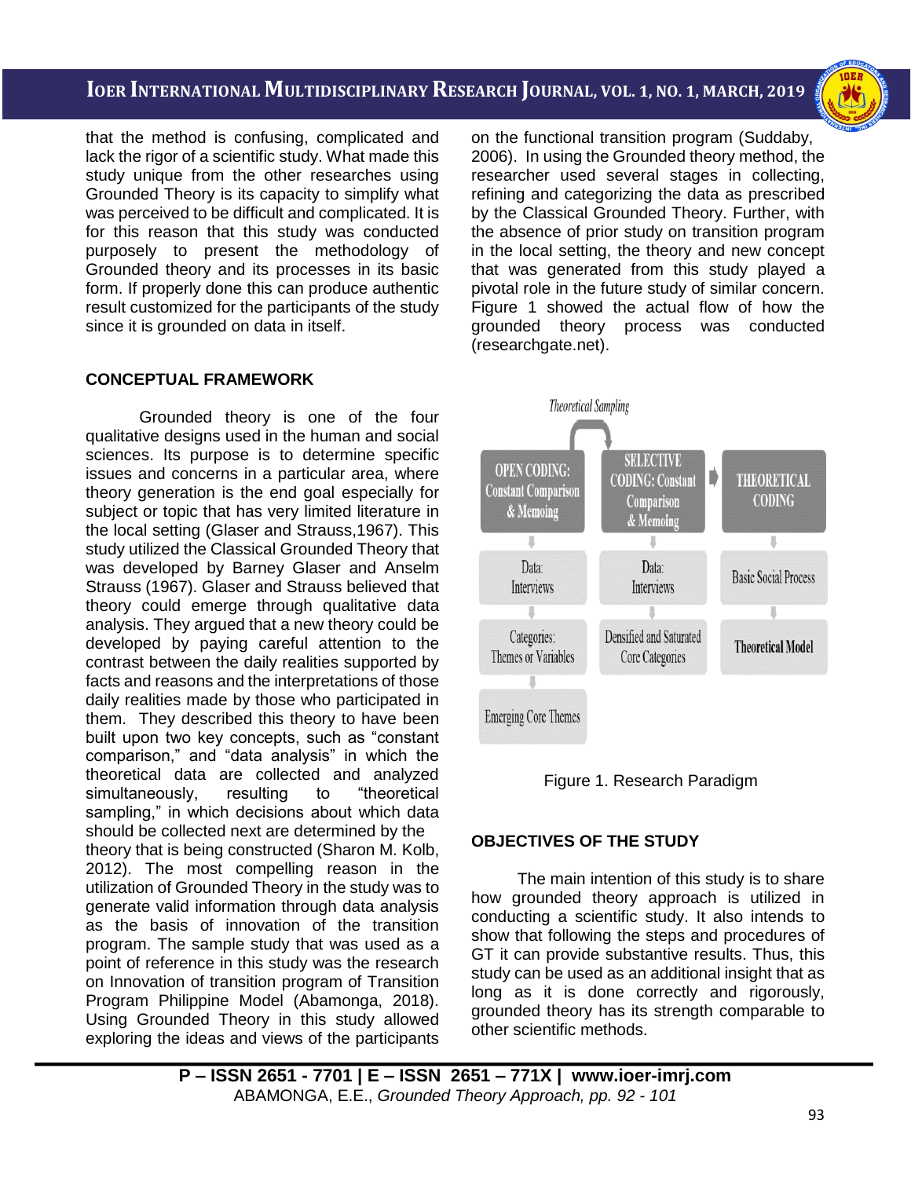that the method is confusing, complicated and lack the rigor of a scientific study. What made this study unique from the other researches using Grounded Theory is its capacity to simplify what was perceived to be difficult and complicated. It is for this reason that this study was conducted purposely to present the methodology of Grounded theory and its processes in its basic form. If properly done this can produce authentic result customized for the participants of the study since it is grounded on data in itself.

## CONCEPTUAL FRAMEWORK

Grounded theory is one of the four qualitative designs used in the human and social sciences. Its purpose is to determine specific issues and concerns in a particular area, where theory generation is the end goal especially for subject or topic that has very limited literature in the local setting (Glaser and Strauss,1967). This study utilized the Classical Grounded Theory that was developed by Barney Glaser and Anselm Strauss (1967). Glaser and Strauss believed that theory could emerge through qualitative data analysis. They argued that a new theory could be developed by paying careful attention to the contrast between the daily realities supported by facts and reasons and the interpretations of those daily realities made by those who participated in them. They described this theory to have been built upon two key concepts, such as "constant comparison," and "data analysis" in which the theoretical data are collected and analyzed simultaneously, resulting to "theoretical sampling," in which decisions about which data should be collected next are determined by the theory that is being constructed (Sharon M. Kolb, 2012). The most compelling reason in the utilization of Grounded Theory in the study was to generate valid information through data analysis as the basis of innovation of the transition program. The sample study that was used as a point of reference in this study was the research on Innovation of transition program of Transition Program Philippine Model (Abamonga, 2018). Using Grounded Theory in this study allowed exploring the ideas and views of the participants on the functional transition program (Suddaby, 2006). In using the Grounded theory method, the researcher used several stages in collecting, refining and categorizing the data as prescribed by the Classical Grounded Theory. Further, with the absence of prior study on transition program in the local setting, the theory and new concept that was generated from this study played a pivotal role in the future study of similar concern. Figure 1 showed the actual flow of how the grounded theory process was conducted (researchgate.net).

Theoretical Sampling

| OPEN CODING: Constant Comparison & Memoing | SELECTIVE CODING: Constant Comparison & Memoing | THEORETICAL CODING |
|---|---|---|
| Data: Interviews | Data: Interviews | Basic Social Process |
| Categories: Themes or Variables | Densified and Saturated Core Categories | Theoretical Model |
| Emerging Core Themes | | |

Figure 1. Research Paradigm

## OBJECTIVES OF THE STUDY

The main intention of this study is to share how grounded theory approach is utilized in conducting a scientific study. It also intends to show that following the steps and procedures of GT it can provide substantive results. Thus, this study can be used as an additional insight that as long as it is done correctly and rigorously, grounded theory has its strength comparable to other scientific methods.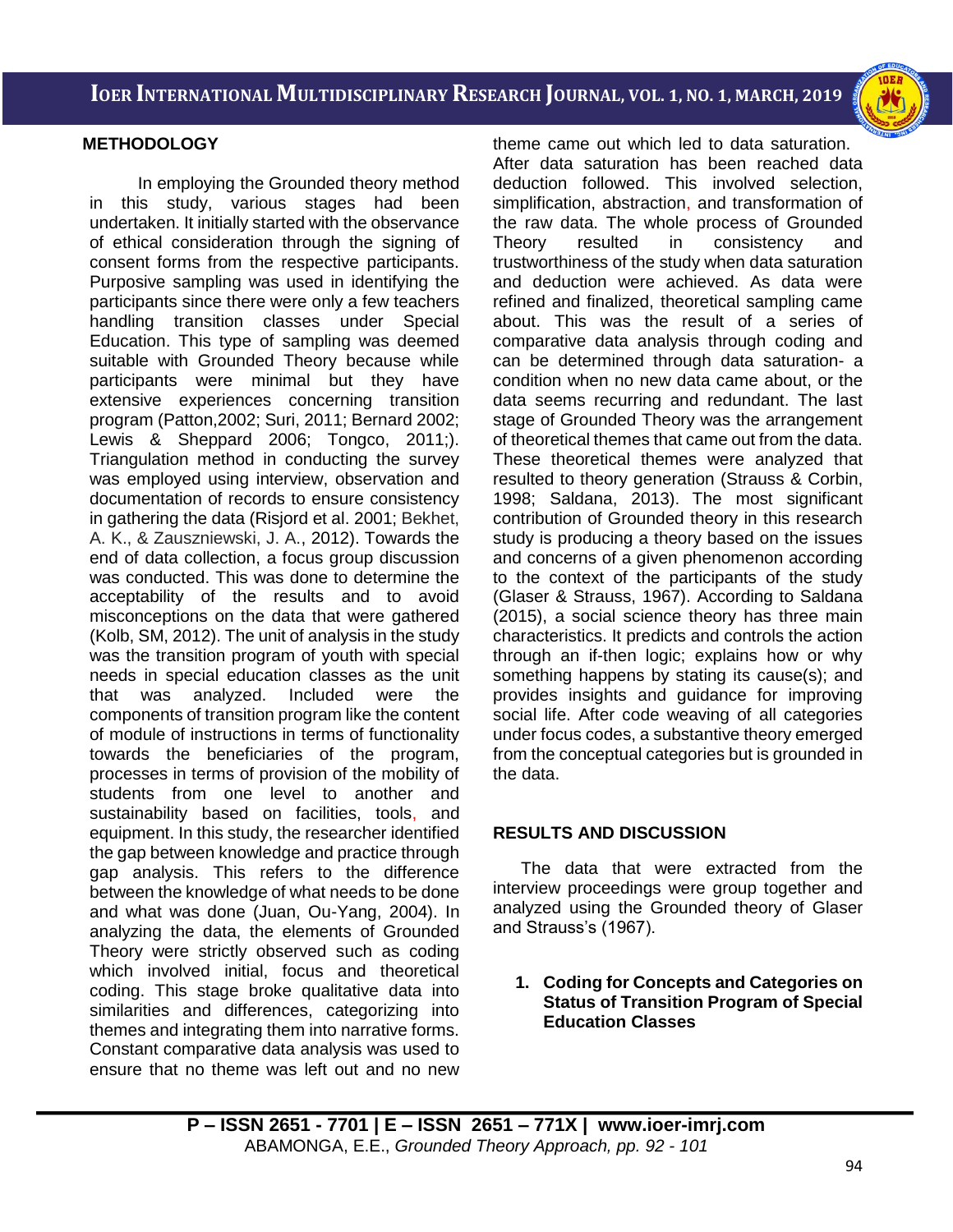## METHODOLOGY

In employing the Grounded theory method in this study, various stages had been undertaken. It initially started with the observance of ethical consideration through the signing of consent forms from the respective participants. Purposive sampling was used in identifying the participants since there were only a few teachers handling transition classes under Special Education. This type of sampling was deemed suitable with Grounded Theory because while participants were minimal but they have extensive experiences concerning transition program (Patton,2002; Suri, 2011; Bernard 2002; Lewis & Sheppard 2006; Tongco, 2011;). Triangulation method in conducting the survey was employed using interview, observation and documentation of records to ensure consistency in gathering the data (Risjord et al. 2001; Bekhet, A. K., & Zauszniewski, J. A., 2012). Towards the end of data collection, a focus group discussion was conducted. This was done to determine the acceptability of the results and to avoid misconceptions on the data that were gathered (Kolb, SM, 2012). The unit of analysis in the study was the transition program of youth with special needs in special education classes as the unit that was analyzed. Included were the components of transition program like the content of module of instructions in terms of functionality towards the beneficiaries of the program, processes in terms of provision of the mobility of students from one level to another and sustainability based on facilities, tools, and equipment. In this study, the researcher identified the gap between knowledge and practice through gap analysis. This refers to the difference between the knowledge of what needs to be done and what was done (Juan, Ou-Yang, 2004). In analyzing the data, the elements of Grounded Theory were strictly observed such as coding which involved initial, focus and theoretical coding. This stage broke qualitative data into similarities and differences, categorizing into themes and integrating them into narrative forms. Constant comparative data analysis was used to ensure that no theme was left out and no new theme came out which led to data saturation. After data saturation has been reached data deduction followed. This involved selection, simplification, abstraction, and transformation of the raw data. The whole process of Grounded Theory resulted in consistency and trustworthiness of the study when data saturation and deduction were achieved. As data were refined and finalized, theoretical sampling came about. This was the result of a series of comparative data analysis through coding and can be determined through data saturation- a condition when no new data came about, or the data seems recurring and redundant. The last stage of Grounded Theory was the arrangement of theoretical themes that came out from the data. These theoretical themes were analyzed that resulted to theory generation (Strauss & Corbin, 1998; Saldana, 2013). The most significant contribution of Grounded theory in this research study is producing a theory based on the issues and concerns of a given phenomenon according to the context of the participants of the study (Glaser & Strauss, 1967). According to Saldana (2015), a social science theory has three main characteristics. It predicts and controls the action through an if-then logic; explains how or why something happens by stating its cause(s); and provides insights and guidance for improving social life. After code weaving of all categories under focus codes, a substantive theory emerged from the conceptual categories but is grounded in the data.

## RESULTS AND DISCUSSION

The data that were extracted from the interview proceedings were group together and analyzed using the Grounded theory of Glaser and Strauss's (1967).

1. **Coding for Concepts and Categories on Status of Transition Program of Special Education Classes**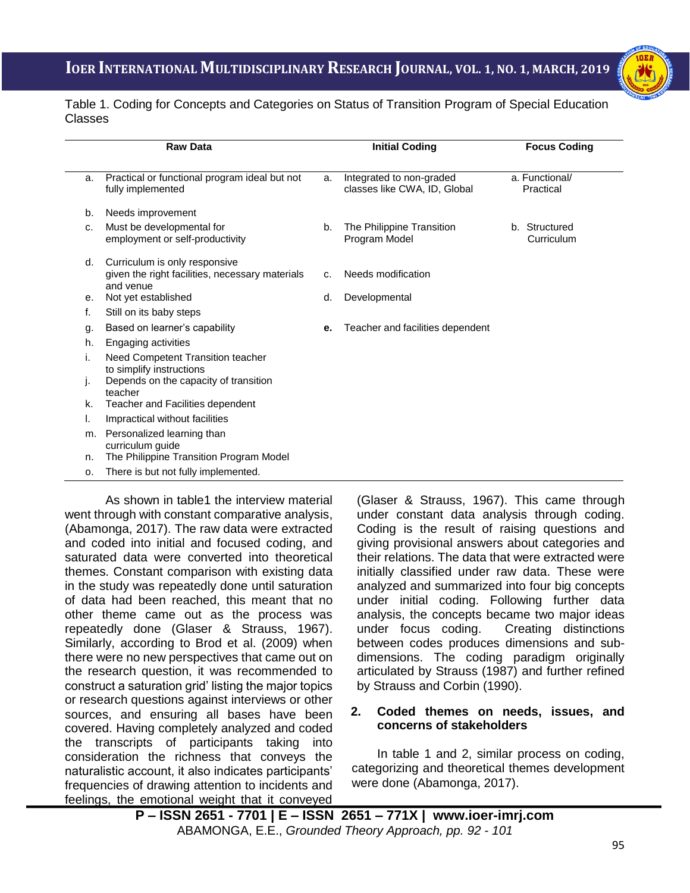Table 1. Coding for Concepts and Categories on Status of Transition Program of Special Education Classes

| Raw Data | Initial Coding | Focus Coding |
|---|---|---|
| a. Practical or functional program ideal but not fully implemented | a. Integrated to non-graded classes like CWA, ID, Global | a. Functional/ Practical |
| b. Needs improvement | | |
| c. Must be developmental for employment or self-productivity | b. The Philippine Transition Program Model | b. Structured Curriculum |
| d. Curriculum is only responsive given the right facilities, necessary materials and venue | c. Needs modification | |
| e. Not yet established | d. Developmental | |
| f. Still on its baby steps | | |
| g. Based on learner's capability | **e.** Teacher and facilities dependent | |
| h. Engaging activities | | |
| i. Need Competent Transition teacher to simplify instructions | | |
| j. Depends on the capacity of transition teacher | | |
| k. Teacher and Facilities dependent | | |
| l. Impractical without facilities | | |
| m. Personalized learning than curriculum guide | | |
| n. The Philippine Transition Program Model | | |
| o. There is but not fully implemented. | | |

As shown in table1 the interview material went through with constant comparative analysis, (Abamonga, 2017). The raw data were extracted and coded into initial and focused coding, and saturated data were converted into theoretical themes. Constant comparison with existing data in the study was repeatedly done until saturation of data had been reached, this meant that no other theme came out as the process was repeatedly done (Glaser & Strauss, 1967). Similarly, according to Brod et al. (2009) when there were no new perspectives that came out on the research question, it was recommended to construct a saturation grid' listing the major topics or research questions against interviews or other sources, and ensuring all bases have been covered. Having completely analyzed and coded the transcripts of participants taking into consideration the richness that conveys the naturalistic account, it also indicates participants' frequencies of drawing attention to incidents and feelings, the emotional weight that it conveyed (Glaser & Strauss, 1967). This came through under constant data analysis through coding. Coding is the result of raising questions and giving provisional answers about categories and their relations. The data that were extracted were initially classified under raw data. These were analyzed and summarized into four big concepts under initial coding. Following further data analysis, the concepts became two major ideas under focus coding. Creating distinctions between codes produces dimensions and sub-dimensions. The coding paradigm originally articulated by Strauss (1987) and further refined by Strauss and Corbin (1990).

## 2. Coded themes on needs, issues, and concerns of stakeholders

In table 1 and 2, similar process on coding, categorizing and theoretical themes development were done (Abamonga, 2017).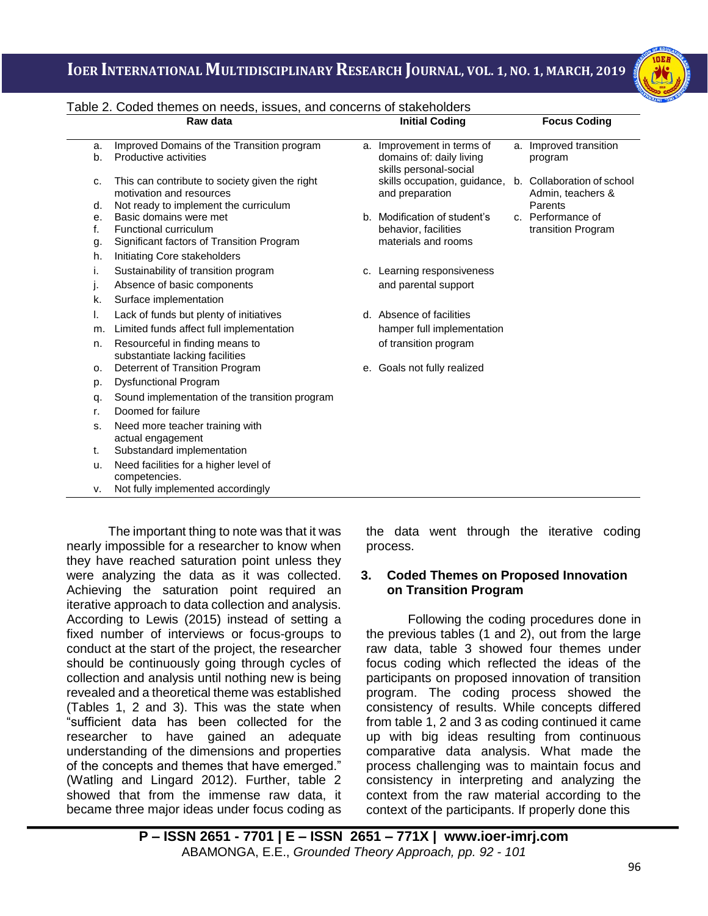Table 2. Coded themes on needs, issues, and concerns of stakeholders

| Raw data | Initial Coding | Focus Coding |
|---|---|---|
| a. Improved Domains of the Transition program<br>b. Productive activities<br>c. This can contribute to society given the right motivation and resources<br>d. Not ready to implement the curriculum | a. Improvement in terms of domains of: daily living skills personal-social skills occupation, guidance, and preparation | a. Improved transition program<br>b. Collaboration of school Admin, teachers & Parents |
| e. Basic domains were met<br>f. Functional curriculum<br>g. Significant factors of Transition Program<br>h. Initiating Core stakeholders | b. Modification of student's behavior, facilities materials and rooms | c. Performance of transition Program |
| i. Sustainability of transition program<br>j. Absence of basic components<br>k. Surface implementation | c. Learning responsiveness and parental support | |
| l. Lack of funds but plenty of initiatives<br>m. Limited funds affect full implementation<br>n. Resourceful in finding means to substantiate lacking facilities | d. Absence of facilities hamper full implementation of transition program | |
| o. Deterrent of Transition Program<br>p. Dysfunctional Program<br>q. Sound implementation of the transition program<br>r. Doomed for failure<br>s. Need more teacher training with actual engagement<br>t. Substandard implementation<br>u. Need facilities for a higher level of competencies.<br>v. Not fully implemented accordingly | e. Goals not fully realized | |

The important thing to note was that it was nearly impossible for a researcher to know when they have reached saturation point unless they were analyzing the data as it was collected. Achieving the saturation point required an iterative approach to data collection and analysis. According to Lewis (2015) instead of setting a fixed number of interviews or focus-groups to conduct at the start of the project, the researcher should be continuously going through cycles of collection and analysis until nothing new is being revealed and a theoretical theme was established (Tables 1, 2 and 3). This was the state when "sufficient data has been collected for the researcher to have gained an adequate understanding of the dimensions and properties of the concepts and themes that have emerged." (Watling and Lingard 2012). Further, table 2 showed that from the immense raw data, it became three major ideas under focus coding as the data went through the iterative coding process.

### 3. Coded Themes on Proposed Innovation on Transition Program

Following the coding procedures done in the previous tables (1 and 2), out from the large raw data, table 3 showed four themes under focus coding which reflected the ideas of the participants on proposed innovation of transition program. The coding process showed the consistency of results. While concepts differed from table 1, 2 and 3 as coding continued it came up with big ideas resulting from continuous comparative data analysis. What made the process challenging was to maintain focus and consistency in interpreting and analyzing the context from the raw material according to the context of the participants. If properly done this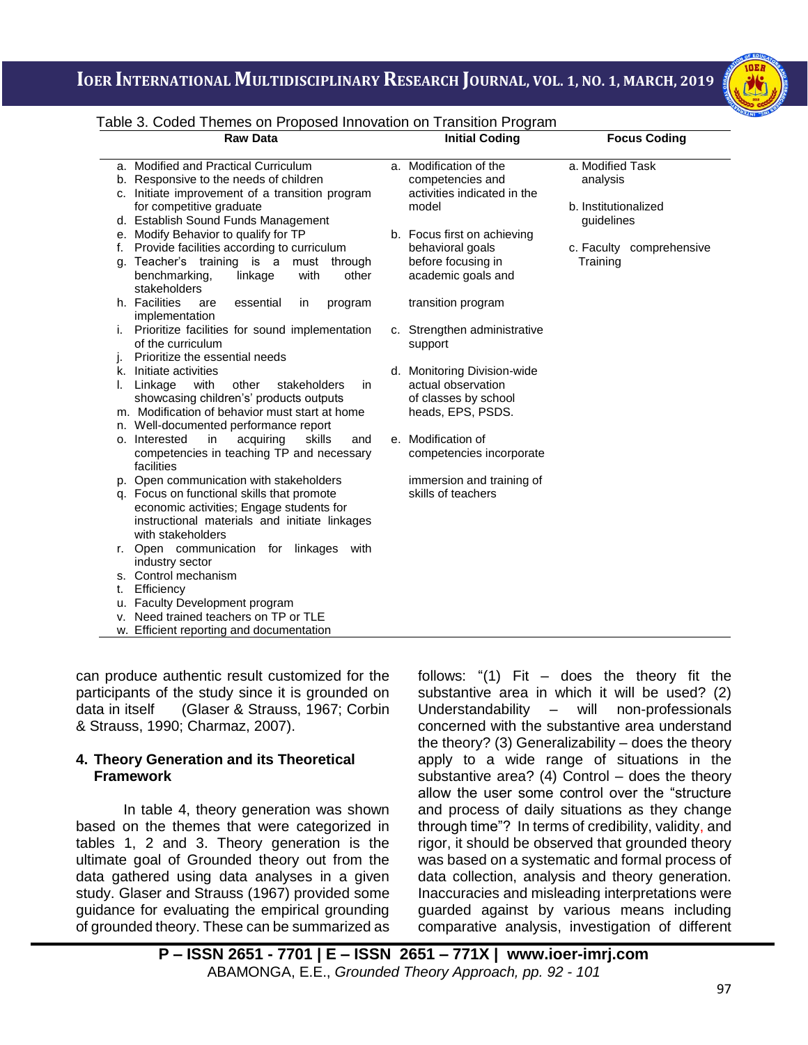Table 3. Coded Themes on Proposed Innovation on Transition Program

| Raw Data | Initial Coding | Focus Coding |
|---|---|---|
| a. Modified and Practical Curriculum<br>b. Responsive to the needs of children<br>c. Initiate improvement of a transition program for competitive graduate<br>d. Establish Sound Funds Management<br>e. Modify Behavior to qualify for TP<br>f. Provide facilities according to curriculum<br>g. Teacher's training is a must through benchmarking, linkage with other stakeholders<br>h. Facilities are essential in program implementation<br>i. Prioritize facilities for sound implementation of the curriculum<br>j. Prioritize the essential needs<br>k. Initiate activities<br>l. Linkage with other stakeholders in showcasing children's' products outputs<br>m. Modification of behavior must start at home<br>n. Well-documented performance report<br>o. Interested in acquiring skills and competencies in teaching TP and necessary facilities<br>p. Open communication with stakeholders<br>q. Focus on functional skills that promote economic activities; Engage students for instructional materials and initiate linkages with stakeholders<br>r. Open communication for linkages with industry sector<br>s. Control mechanism<br>t. Efficiency<br>u. Faculty Development program<br>v. Need trained teachers on TP or TLE<br>w. Efficient reporting and documentation | a. Modification of the competencies and activities indicated in the model<br>b. Focus first on achieving behavioral goals before focusing in academic goals and transition program<br>c. Strengthen administrative support<br>d. Monitoring Division-wide actual observation of classes by school heads, EPS, PSDS.<br>e. Modification of competencies incorporate immersion and training of skills of teachers | a. Modified Task analysis<br>b. Institutionalized guidelines<br>c. Faculty comprehensive Training |

can produce authentic result customized for the participants of the study since it is grounded on data in itself (Glaser & Strauss, 1967; Corbin & Strauss, 1990; Charmaz, 2007).

## 4. Theory Generation and its Theoretical Framework

In table 4, theory generation was shown based on the themes that were categorized in tables 1, 2 and 3. Theory generation is the ultimate goal of Grounded theory out from the data gathered using data analyses in a given study. Glaser and Strauss (1967) provided some guidance for evaluating the empirical grounding of grounded theory. These can be summarized as follows: "(1) Fit – does the theory fit the substantive area in which it will be used? (2) Understandability – will non-professionals concerned with the substantive area understand the theory? (3) Generalizability – does the theory apply to a wide range of situations in the substantive area? (4) Control – does the theory allow the user some control over the "structure and process of daily situations as they change through time"? In terms of credibility, validity, and rigor, it should be observed that grounded theory was based on a systematic and formal process of data collection, analysis and theory generation. Inaccuracies and misleading interpretations were guarded against by various means including comparative analysis, investigation of different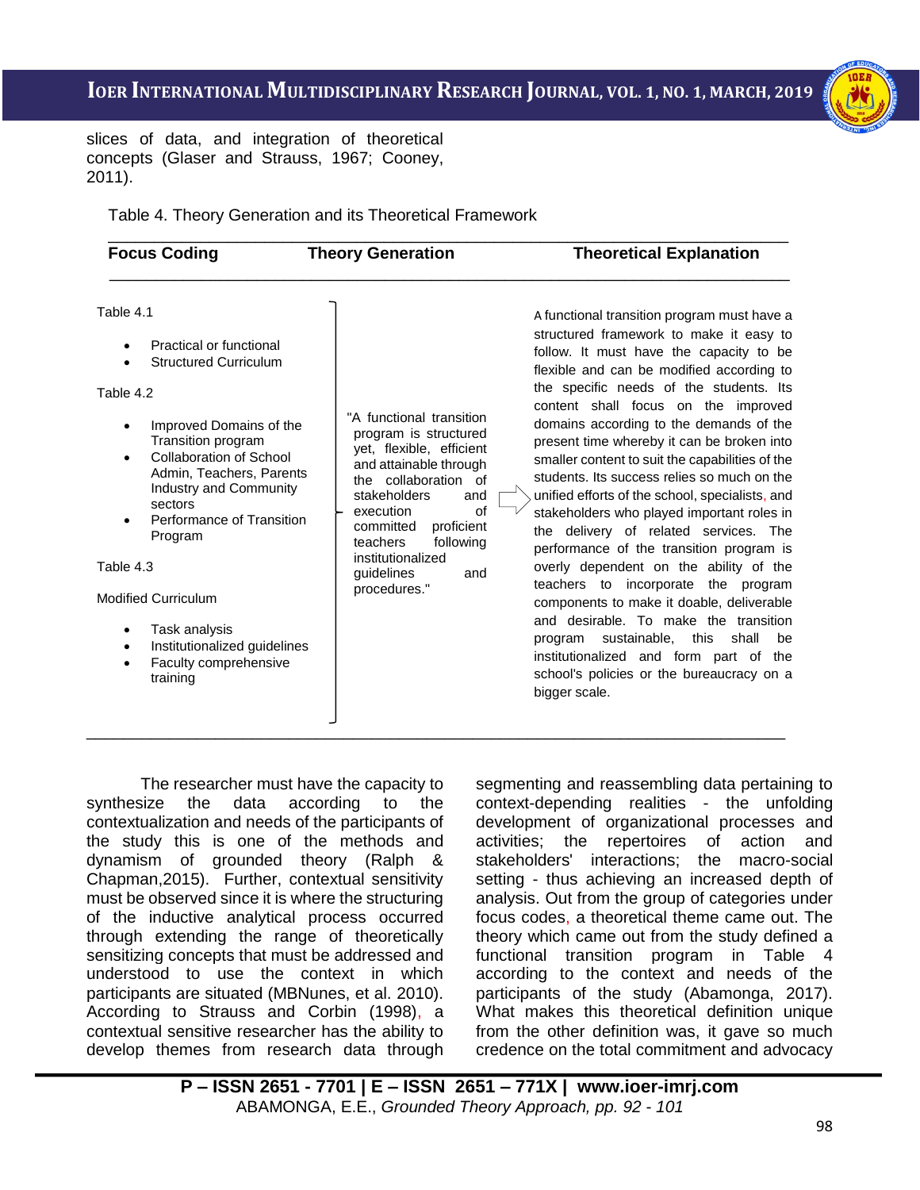slices of data, and integration of theoretical concepts (Glaser and Strauss, 1967; Cooney, 2011).

Table 4. Theory Generation and its Theoretical Framework

| Focus Coding | Theory Generation | Theoretical Explanation |
|---|---|---|
| Table 4.1<br>• Practical or functional<br>• Structured Curriculum<br>Table 4.2<br>• Improved Domains of the Transition program<br>• Collaboration of School Admin, Teachers, Parents Industry and Community sectors<br>• Performance of Transition Program<br>Table 4.3<br>Modified Curriculum<br>• Task analysis<br>• Institutionalized guidelines<br>• Faculty comprehensive training | "A functional transition program is structured yet, flexible, efficient and attainable through the collaboration of stakeholders and execution of committed proficient teachers following institutionalized guidelines and procedures." | A functional transition program must have a structured framework to make it easy to follow. It must have the capacity to be flexible and can be modified according to the specific needs of the students. Its content shall focus on the improved domains according to the demands of the present time whereby it can be broken into smaller content to suit the capabilities of the students. Its success relies so much on the unified efforts of the school, specialists, and stakeholders who played important roles in the delivery of related services. The performance of the transition program is overly dependent on the ability of the teachers to incorporate the program components to make it doable, deliverable and desirable. To make the transition program sustainable, this shall be institutionalized and form part of the school's policies or the bureaucracy on a bigger scale. |

The researcher must have the capacity to synthesize the data according to the contextualization and needs of the participants of the study this is one of the methods and dynamism of grounded theory (Ralph & Chapman,2015). Further, contextual sensitivity must be observed since it is where the structuring of the inductive analytical process occurred through extending the range of theoretically sensitizing concepts that must be addressed and understood to use the context in which participants are situated (MBNunes, et al. 2010). According to Strauss and Corbin (1998), a contextual sensitive researcher has the ability to develop themes from research data through segmenting and reassembling data pertaining to context-depending realities - the unfolding development of organizational processes and activities; the repertoires of action and stakeholders' interactions; the macro-social setting - thus achieving an increased depth of analysis. Out from the group of categories under focus codes, a theoretical theme came out. The theory which came out from the study defined a functional transition program in Table 4 according to the context and needs of the participants of the study (Abamonga, 2017). What makes this theoretical definition unique from the other definition was, it gave so much credence on the total commitment and advocacy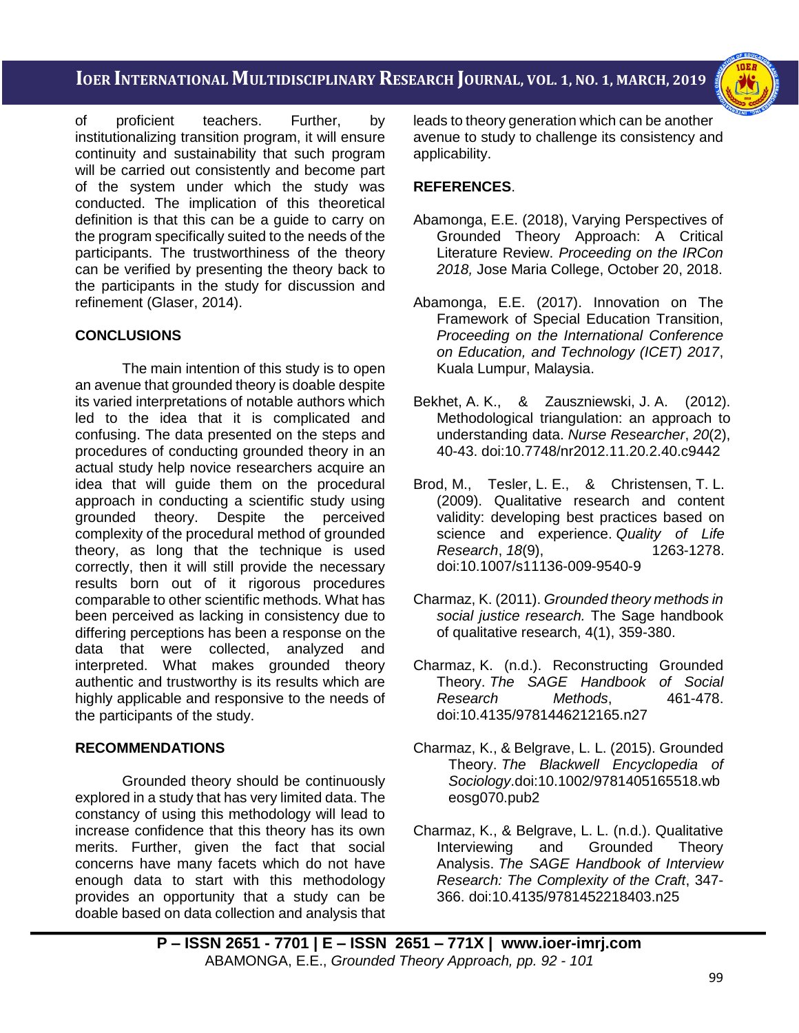of proficient teachers. Further, by institutionalizing transition program, it will ensure continuity and sustainability that such program will be carried out consistently and become part of the system under which the study was conducted. The implication of this theoretical definition is that this can be a guide to carry on the program specifically suited to the needs of the participants. The trustworthiness of the theory can be verified by presenting the theory back to the participants in the study for discussion and refinement (Glaser, 2014).

## CONCLUSIONS

The main intention of this study is to open an avenue that grounded theory is doable despite its varied interpretations of notable authors which led to the idea that it is complicated and confusing. The data presented on the steps and procedures of conducting grounded theory in an actual study help novice researchers acquire an idea that will guide them on the procedural approach in conducting a scientific study using grounded theory. Despite the perceived complexity of the procedural method of grounded theory, as long that the technique is used correctly, then it will still provide the necessary results born out of it rigorous procedures comparable to other scientific methods. What has been perceived as lacking in consistency due to differing perceptions has been a response on the data that were collected, analyzed and interpreted. What makes grounded theory authentic and trustworthy is its results which are highly applicable and responsive to the needs of the participants of the study.

## RECOMMENDATIONS

Grounded theory should be continuously explored in a study that has very limited data. The constancy of using this methodology will lead to increase confidence that this theory has its own merits. Further, given the fact that social concerns have many facets which do not have enough data to start with this methodology provides an opportunity that a study can be doable based on data collection and analysis that leads to theory generation which can be another avenue to study to challenge its consistency and applicability.

## REFERENCES.

Abamonga, E.E. (2018), Varying Perspectives of Grounded Theory Approach: A Critical Literature Review. *Proceeding on the IRCon 2018,* Jose Maria College, October 20, 2018.

Abamonga, E.E. (2017). Innovation on The Framework of Special Education Transition, *Proceeding on the International Conference on Education, and Technology (ICET) 2017*, Kuala Lumpur, Malaysia.

Bekhet, A. K., & Zauszniewski, J. A. (2012). Methodological triangulation: an approach to understanding data. *Nurse Researcher*, *20*(2), 40-43. doi:10.7748/nr2012.11.20.2.40.c9442

Brod, M., Tesler, L. E., & Christensen, T. L. (2009). Qualitative research and content validity: developing best practices based on science and experience. *Quality of Life Research*, *18*(9), 1263-1278. doi:10.1007/s11136-009-9540-9

Charmaz, K. (2011). *Grounded theory methods in social justice research.* The Sage handbook of qualitative research, 4(1), 359-380.

Charmaz, K. (n.d.). Reconstructing Grounded Theory. *The SAGE Handbook of Social Research Methods*, 461-478. doi:10.4135/9781446212165.n27

Charmaz, K., & Belgrave, L. L. (2015). Grounded Theory. *The Blackwell Encyclopedia of Sociology*.doi:10.1002/9781405165518.wbeosg070.pub2

Charmaz, K., & Belgrave, L. L. (n.d.). Qualitative Interviewing and Grounded Theory Analysis. *The SAGE Handbook of Interview Research: The Complexity of the Craft*, 347-366. doi:10.4135/9781452218403.n25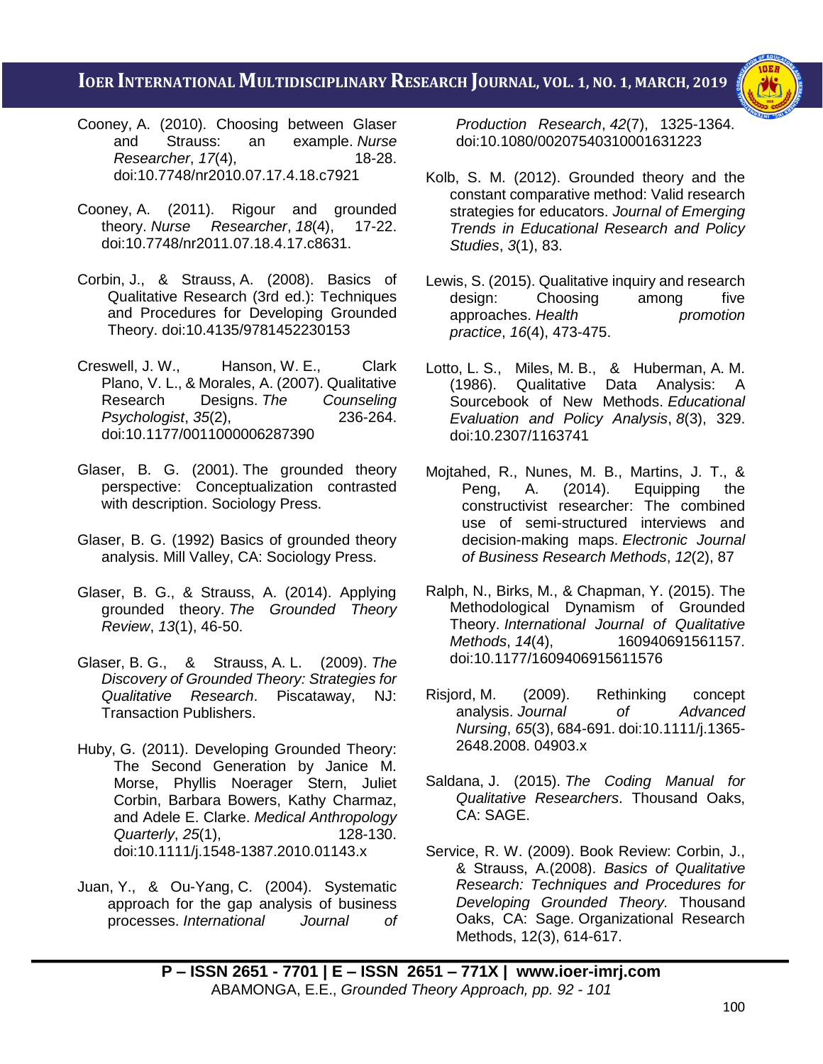Cooney, A. (2010). Choosing between Glaser and Strauss: an example. *Nurse Researcher*, *17*(4), 18-28. doi:10.7748/nr2010.07.17.4.18.c7921

Cooney, A. (2011). Rigour and grounded theory. *Nurse Researcher*, *18*(4), 17-22. doi:10.7748/nr2011.07.18.4.17.c8631.

Corbin, J., & Strauss, A. (2008). Basics of Qualitative Research (3rd ed.): Techniques and Procedures for Developing Grounded Theory. doi:10.4135/9781452230153

Creswell, J. W., Hanson, W. E., Clark Plano, V. L., & Morales, A. (2007). Qualitative Research Designs. *The Counseling Psychologist*, *35*(2), 236-264. doi:10.1177/0011000006287390

Glaser, B. G. (2001). The grounded theory perspective: Conceptualization contrasted with description. Sociology Press.

Glaser, B. G. (1992) Basics of grounded theory analysis. Mill Valley, CA: Sociology Press.

Glaser, B. G., & Strauss, A. (2014). Applying grounded theory. *The Grounded Theory Review*, *13*(1), 46-50.

Glaser, B. G., & Strauss, A. L. (2009). *The Discovery of Grounded Theory: Strategies for Qualitative Research*. Piscataway, NJ: Transaction Publishers.

Huby, G. (2011). Developing Grounded Theory: The Second Generation by Janice M. Morse, Phyllis Noerager Stern, Juliet Corbin, Barbara Bowers, Kathy Charmaz, and Adele E. Clarke. *Medical Anthropology Quarterly*, *25*(1), 128-130. doi:10.1111/j.1548-1387.2010.01143.x

Juan, Y., & Ou-Yang, C. (2004). Systematic approach for the gap analysis of business processes. *International Journal of Production Research*, *42*(7), 1325-1364. doi:10.1080/00207540310001631223

Kolb, S. M. (2012). Grounded theory and the constant comparative method: Valid research strategies for educators. *Journal of Emerging Trends in Educational Research and Policy Studies*, *3*(1), 83.

Lewis, S. (2015). Qualitative inquiry and research design: Choosing among five approaches. *Health promotion practice*, *16*(4), 473-475.

Lotto, L. S., Miles, M. B., & Huberman, A. M. (1986). Qualitative Data Analysis: A Sourcebook of New Methods. *Educational Evaluation and Policy Analysis*, *8*(3), 329. doi:10.2307/1163741

Mojtahed, R., Nunes, M. B., Martins, J. T., & Peng, A. (2014). Equipping the constructivist researcher: The combined use of semi-structured interviews and decision-making maps. *Electronic Journal of Business Research Methods*, *12*(2), 87

Ralph, N., Birks, M., & Chapman, Y. (2015). The Methodological Dynamism of Grounded Theory. *International Journal of Qualitative Methods*, *14*(4), 160940691561157. doi:10.1177/1609406915611576

Risjord, M. (2009). Rethinking concept analysis. *Journal of Advanced Nursing*, *65*(3), 684-691. doi:10.1111/j.1365-2648.2008. 04903.x

Saldana, J. (2015). *The Coding Manual for Qualitative Researchers*. Thousand Oaks, CA: SAGE.

Service, R. W. (2009). Book Review: Corbin, J., & Strauss, A.(2008). *Basics of Qualitative Research: Techniques and Procedures for Developing Grounded Theory.* Thousand Oaks, CA: Sage. Organizational Research Methods, 12(3), 614-617.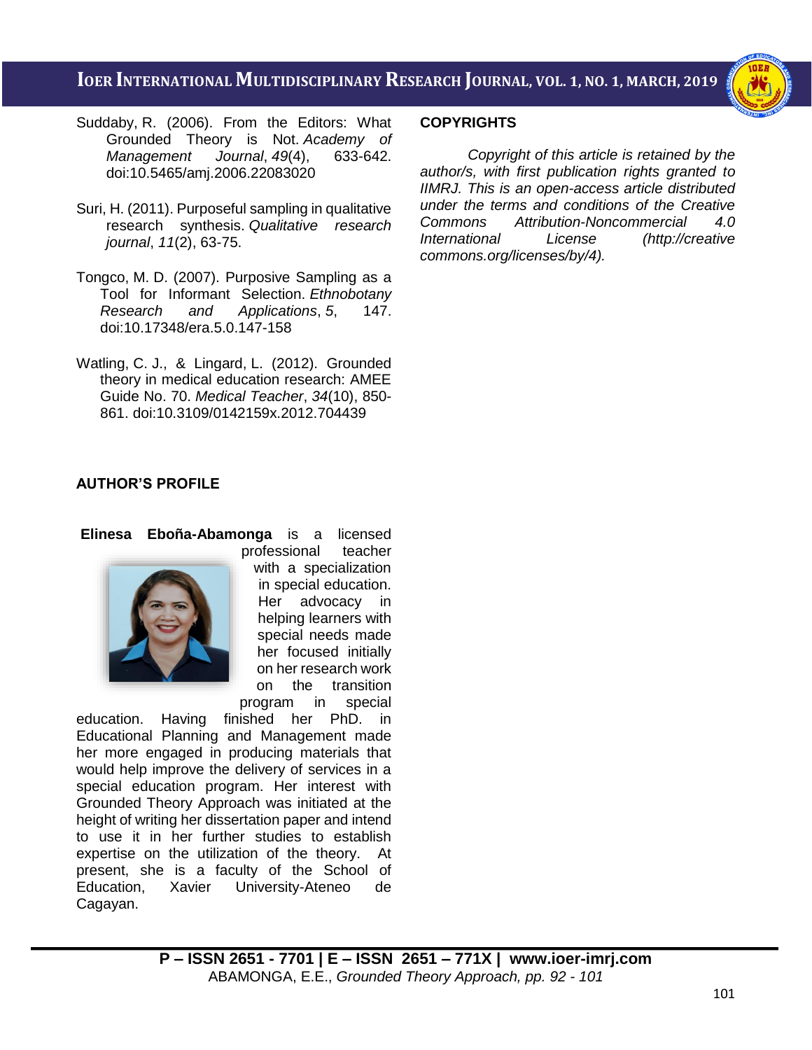Suddaby, R. (2006). From the Editors: What Grounded Theory is Not. *Academy of Management Journal*, *49*(4), 633-642. doi:10.5465/amj.2006.22083020

Suri, H. (2011). Purposeful sampling in qualitative research synthesis. *Qualitative research journal*, *11*(2), 63-75.

Tongco, M. D. (2007). Purposive Sampling as a Tool for Informant Selection. *Ethnobotany Research and Applications*, *5*, 147. doi:10.17348/era.5.0.147-158

Watling, C. J., & Lingard, L. (2012). Grounded theory in medical education research: AMEE Guide No. 70. *Medical Teacher*, *34*(10), 850-861. doi:10.3109/0142159x.2012.704439

## AUTHOR'S PROFILE

**Elinesa Eboña-Abamonga** is a licensed professional teacher with a specialization in special education. Her advocacy in helping learners with special needs made her focused initially on her research work on the transition program in special education. Having finished her PhD. in Educational Planning and Management made her more engaged in producing materials that would help improve the delivery of services in a special education program. Her interest with Grounded Theory Approach was initiated at the height of writing her dissertation paper and intend to use it in her further studies to establish expertise on the utilization of the theory. At present, she is a faculty of the School of Education, Xavier University-Ateneo de Cagayan.

## COPYRIGHTS

*Copyright of this article is retained by the author/s, with first publication rights granted to IIMRJ. This is an open-access article distributed under the terms and conditions of the Creative Commons Attribution-Noncommercial 4.0 International License (http://creative commons.org/licenses/by/4).*